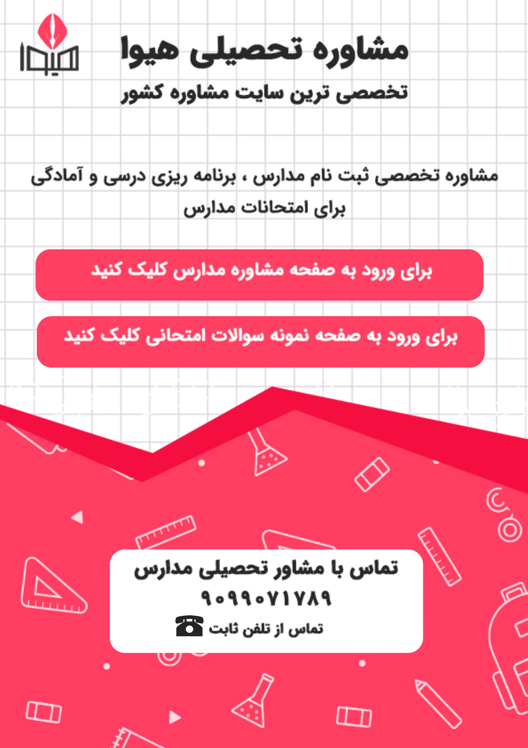# مشاوره تحصیلی هیوا

## تخصصی ترین سایت مشاوره کشور

مشاوره تخصصی ثبت نام مدارس ، برنامه ریزی درسی و آمادگی برای امتحانات مدارس

برای ورود به صفحه مشاوره مدارس کلیک کنید

برای ورود به صفحه نمونه سوالات امتحانی کلیک کنید

**تماس با مشاور تحصیلی مدارس**

**۹۰۹۹۰۷۱۷۸۹**

تماس از تلفن ثابت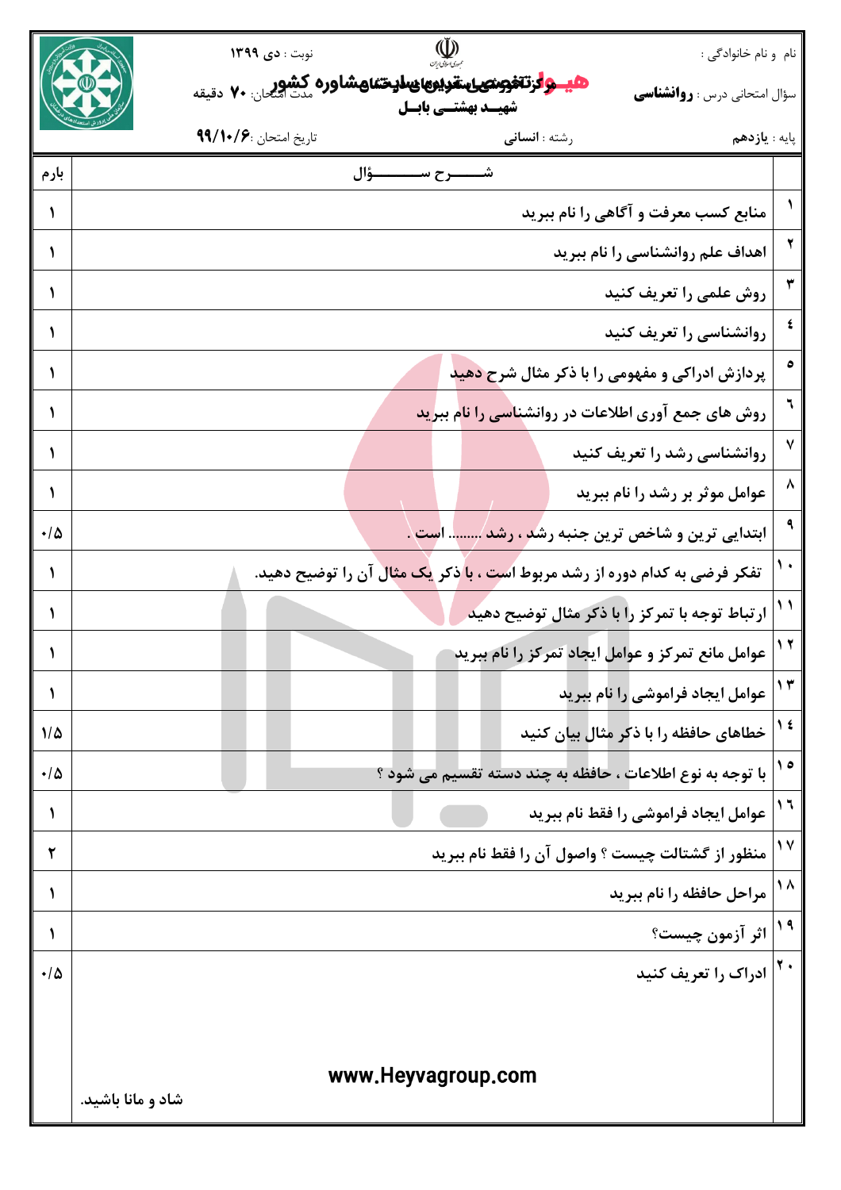نام و نام خانوادگی :

سؤال امتحانی درس : **روانشناسی**

پایه : **یازدهم**

رشته : **انسانی**

مرکز تخصصی سایت های مشاوره کشور
**شهید بهشتی بابل**

نوبت : دی ۱۳۹۹

مدت امتحان: **۷۰ دقیقه**

تاریخ امتحان: **۹۹/۱۰/۶**

| | شــــرح ســـــــؤال | بارم |
|---|---|---|
| ۱ | منابع کسب معرفت و آگاهی را نام ببرید | ۱ |
| ۲ | اهداف علم روانشناسی را نام ببرید | ۱ |
| ۳ | روش علمی را تعریف کنید | ۱ |
| ٤ | روانشناسی را تعریف کنید | ۱ |
| ٥ | پردازش ادراکی و مفهومی را با ذکر مثال شرح دهید | ۱ |
| ٦ | روش های جمع آوری اطلاعات در روانشناسی را نام ببرید | ۱ |
| ۷ | روانشناسی رشد را تعریف کنید | ۱ |
| ۸ | عوامل موثر بر رشد را نام ببرید | ۱ |
| ۹ | ابتدایی ترین و شاخص ترین جنبه رشد ، رشد ........ است . | ۰/۵ |
| ۱۰ | تفکر فرضی به کدام دوره از رشد مربوط است ، با ذکر یک مثال آن را توضیح دهید. | ۱ |
| ۱۱ | ارتباط توجه با تمرکز را با ذکر مثال توضیح دهید | ۱ |
| ۱۲ | عوامل مانع تمرکز و عوامل ایجاد تمرکز را نام ببرید | ۱ |
| ۱۳ | عوامل ایجاد فراموشی را نام ببرید | ۱ |
| ۱٤ | خطاهای حافظه را با ذکر مثال بیان کنید | ۱/۵ |
| ۱٥ | با توجه به نوع اطلاعات ، حافظه به چند دسته تقسیم می شود ؟ | ۰/۵ |
| ۱٦ | عوامل ایجاد فراموشی را فقط نام ببرید | ۱ |
| ۱۷ | منظور از گشتالت چیست ؟ واصول آن را فقط نام ببرید | ۲ |
| ۱۸ | مراحل حافظه را نام ببرید | ۱ |
| ۱۹ | اثر آزمون چیست؟ | ۱ |
| ۲۰ | ادراک را تعریف کنید | ۰/۵ |

www.Heyvagroup.com

شاد و مانا باشید.